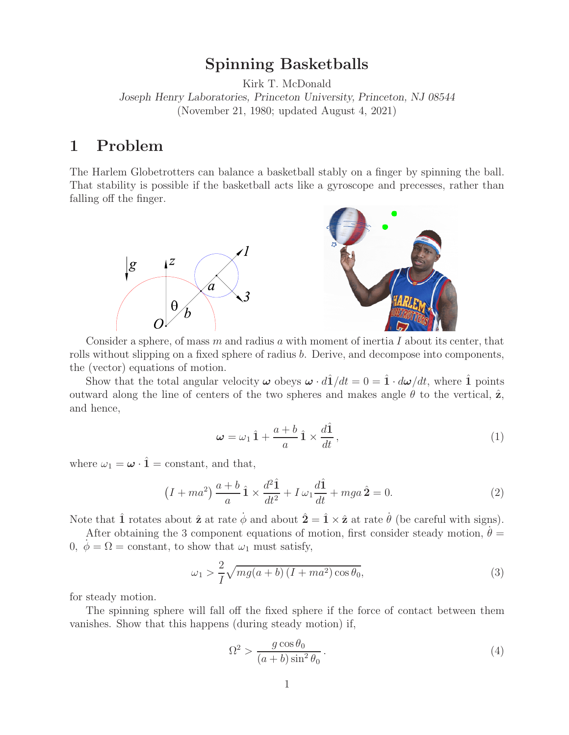# Spinning Basketballs

Kirk T. McDonald

*Joseph Henry Laboratories, Princeton University, Princeton, NJ 08544*

(November 21, 1980; updated August 4, 2021)

## 1 Problem

The Harlem Globetrotters can balance a basketball stably on a finger by spinning the ball. That stability is possible if the basketball acts like a gyroscope and precesses, rather than falling off the finger.

Consider a sphere, of mass $m$ and radius $a$ with moment of inertia $I$ about its center, that rolls without slipping on a fixed sphere of radius $b$. Derive, and decompose into components, the (vector) equations of motion.

Show that the total angular velocity $\boldsymbol{\omega}$ obeys $\boldsymbol{\omega} \cdot d\hat{\mathbf{1}}/dt = 0 = \hat{\mathbf{1}} \cdot d\boldsymbol{\omega}/dt$, where $\hat{\mathbf{1}}$ points outward along the line of centers of the two spheres and makes angle $\theta$ to the vertical, $\hat{\mathbf{z}}$, and hence,

$$\boldsymbol{\omega} = \omega_1\,\hat{\mathbf{1}} + \frac{a+b}{a}\,\hat{\mathbf{1}} \times \frac{d\hat{\mathbf{1}}}{dt}\,, \tag{1}$$

where $\omega_1 = \boldsymbol{\omega} \cdot \hat{\mathbf{1}} =$ constant, and that,

$$\left(I + ma^2\right)\frac{a+b}{a}\,\hat{\mathbf{1}} \times \frac{d^2\hat{\mathbf{1}}}{dt^2} + I\,\omega_1 \frac{d\hat{\mathbf{1}}}{dt} + mga\,\hat{\mathbf{2}} = 0. \tag{2}$$

Note that $\hat{\mathbf{1}}$ rotates about $\hat{\mathbf{z}}$ at rate $\dot{\phi}$ and about $\hat{\mathbf{2}} = \hat{\mathbf{1}} \times \hat{\mathbf{z}}$ at rate $\dot{\theta}$ (be careful with signs).

After obtaining the 3 component equations of motion, first consider steady motion, $\dot{\theta} = 0$, $\dot{\phi} = \Omega =$ constant, to show that $\omega_1$ must satisfy,

$$\omega_1 > \frac{2}{I}\sqrt{mg(a+b)\left(I + ma^2\right)\cos\theta_0}, \tag{3}$$

for steady motion.

The spinning sphere will fall off the fixed sphere if the force of contact between them vanishes. Show that this happens (during steady motion) if,

$$\Omega^2 > \frac{g\cos\theta_0}{(a+b)\sin^2\theta_0}\,. \tag{4}$$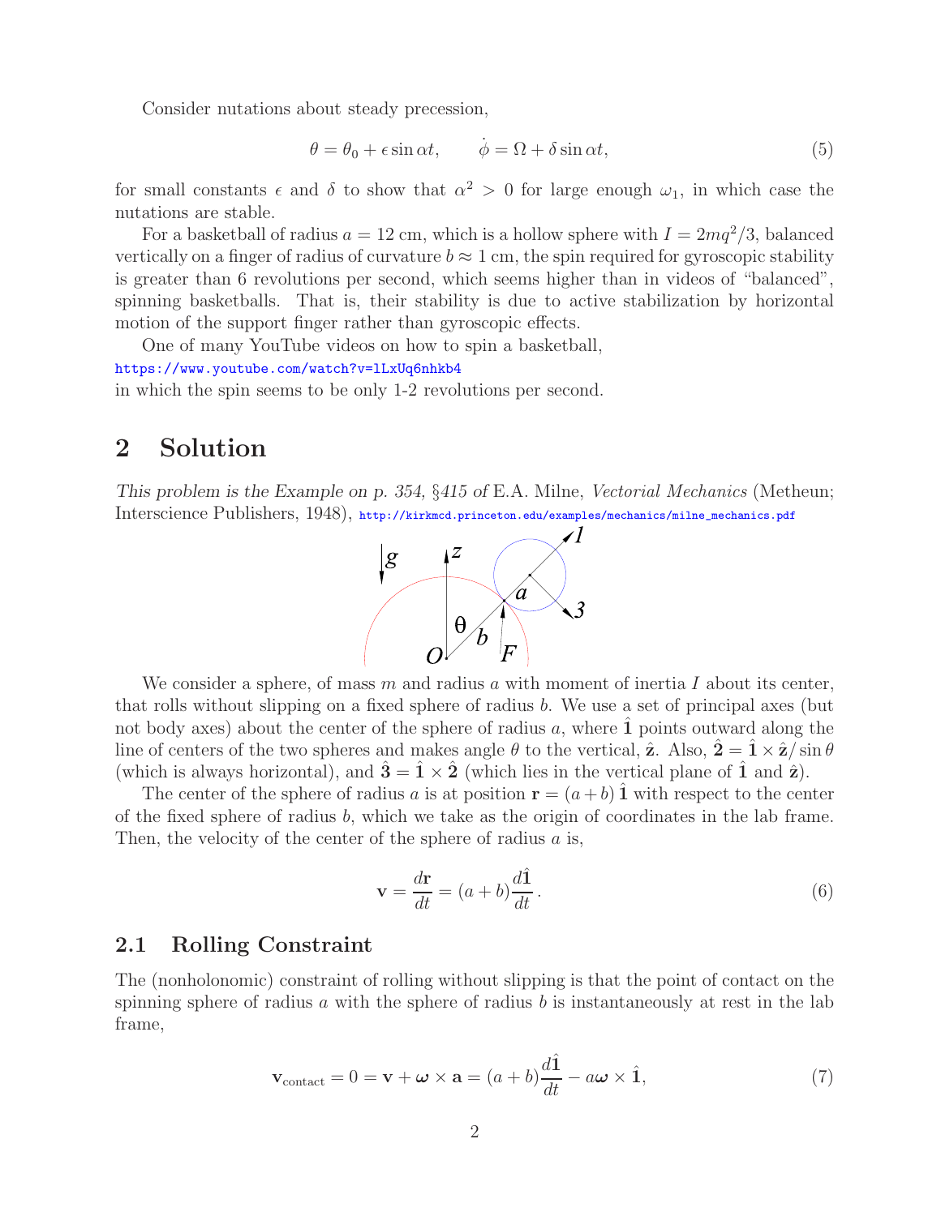Consider nutations about steady precession,

$$\theta = \theta_0 + \epsilon \sin \alpha t, \qquad \dot{\phi} = \Omega + \delta \sin \alpha t, \tag{5}$$

for small constants $\epsilon$ and $\delta$ to show that $\alpha^2 > 0$ for large enough $\omega_1$, in which case the nutations are stable.

For a basketball of radius $a = 12$ cm, which is a hollow sphere with $I = 2mq^2/3$, balanced vertically on a finger of radius of curvature $b \approx 1$ cm, the spin required for gyroscopic stability is greater than 6 revolutions per second, which seems higher than in videos of "balanced", spinning basketballs. That is, their stability is due to active stabilization by horizontal motion of the support finger rather than gyroscopic effects.

One of many YouTube videos on how to spin a basketball,
https://www.youtube.com/watch?v=lLxUq6nhkb4
in which the spin seems to be only 1-2 revolutions per second.

# 2 Solution

*This problem is the Example on p. 354, §415 of* E.A. Milne, *Vectorial Mechanics* (Metheun; Interscience Publishers, 1948), http://kirkmcd.princeton.edu/examples/mechanics/milne_mechanics.pdf

We consider a sphere, of mass $m$ and radius $a$ with moment of inertia $I$ about its center, that rolls without slipping on a fixed sphere of radius $b$. We use a set of principal axes (but not body axes) about the center of the sphere of radius $a$, where $\hat{\mathbf{1}}$ points outward along the line of centers of the two spheres and makes angle $\theta$ to the vertical, $\hat{\mathbf{z}}$. Also, $\hat{\mathbf{2}} = \hat{\mathbf{1}} \times \hat{\mathbf{z}} / \sin\theta$ (which is always horizontal), and $\hat{\mathbf{3}} = \hat{\mathbf{1}} \times \hat{\mathbf{2}}$ (which lies in the vertical plane of $\hat{\mathbf{1}}$ and $\hat{\mathbf{z}}$).

The center of the sphere of radius $a$ is at position $\mathbf{r} = (a + b)\,\hat{\mathbf{1}}$ with respect to the center of the fixed sphere of radius $b$, which we take as the origin of coordinates in the lab frame. Then, the velocity of the center of the sphere of radius $a$ is,

$$\mathbf{v} = \frac{d\mathbf{r}}{dt} = (a + b)\frac{d\hat{\mathbf{1}}}{dt}. \tag{6}$$

## 2.1 Rolling Constraint

The (nonholonomic) constraint of rolling without slipping is that the point of contact on the spinning sphere of radius $a$ with the sphere of radius $b$ is instantaneously at rest in the lab frame,

$$\mathbf{v}_{\text{contact}} = 0 = \mathbf{v} + \boldsymbol{\omega} \times \mathbf{a} = (a + b)\frac{d\hat{\mathbf{1}}}{dt} - a\boldsymbol{\omega} \times \hat{\mathbf{1}}, \tag{7}$$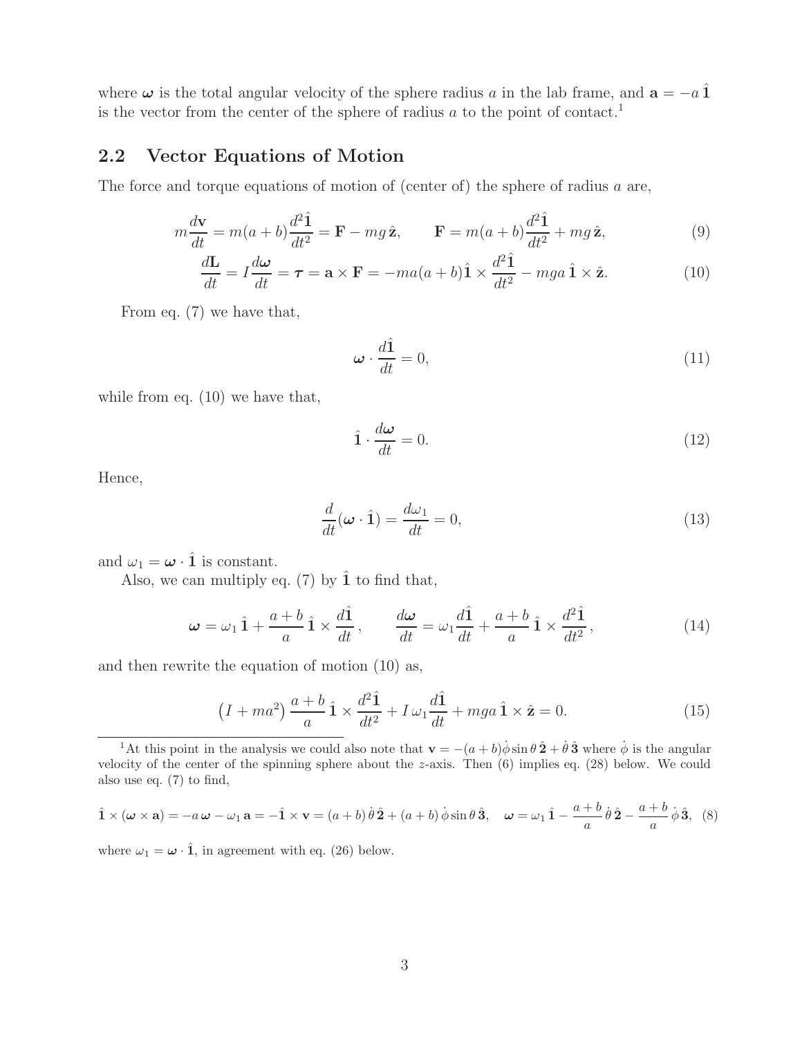where $\boldsymbol{\omega}$ is the total angular velocity of the sphere radius $a$ in the lab frame, and $\mathbf{a} = -a\,\hat{\mathbf{1}}$ is the vector from the center of the sphere of radius $a$ to the point of contact.[1]

## 2.2 Vector Equations of Motion

The force and torque equations of motion of (center of) the sphere of radius $a$ are,

$$m\frac{d\mathbf{v}}{dt} = m(a+b)\frac{d^2\hat{\mathbf{1}}}{dt^2} = \mathbf{F} - mg\,\hat{\mathbf{z}}, \qquad \mathbf{F} = m(a+b)\frac{d^2\hat{\mathbf{1}}}{dt^2} + mg\,\hat{\mathbf{z}}, \tag{9}$$

$$\frac{d\mathbf{L}}{dt} = I\frac{d\boldsymbol{\omega}}{dt} = \boldsymbol{\tau} = \mathbf{a}\times\mathbf{F} = -ma(a+b)\hat{\mathbf{1}}\times\frac{d^2\hat{\mathbf{1}}}{dt^2} - mga\,\hat{\mathbf{1}}\times\hat{\mathbf{z}}. \tag{10}$$

From eq. (7) we have that,

$$\boldsymbol{\omega}\cdot\frac{d\hat{\mathbf{1}}}{dt} = 0, \tag{11}$$

while from eq. (10) we have that,

$$\hat{\mathbf{1}}\cdot\frac{d\boldsymbol{\omega}}{dt} = 0. \tag{12}$$

Hence,

$$\frac{d}{dt}(\boldsymbol{\omega}\cdot\hat{\mathbf{1}}) = \frac{d\omega_1}{dt} = 0, \tag{13}$$

and $\omega_1 = \boldsymbol{\omega}\cdot\hat{\mathbf{1}}$ is constant.

Also, we can multiply eq. (7) by $\hat{\mathbf{1}}$ to find that,

$$\boldsymbol{\omega} = \omega_1\,\hat{\mathbf{1}} + \frac{a+b}{a}\,\hat{\mathbf{1}}\times\frac{d\hat{\mathbf{1}}}{dt}\,, \qquad \frac{d\boldsymbol{\omega}}{dt} = \omega_1\frac{d\hat{\mathbf{1}}}{dt} + \frac{a+b}{a}\,\hat{\mathbf{1}}\times\frac{d^2\hat{\mathbf{1}}}{dt^2}\,, \tag{14}$$

and then rewrite the equation of motion (10) as,

$$\left(I + ma^2\right)\frac{a+b}{a}\,\hat{\mathbf{1}}\times\frac{d^2\hat{\mathbf{1}}}{dt^2} + I\,\omega_1\frac{d\hat{\mathbf{1}}}{dt} + mga\,\hat{\mathbf{1}}\times\hat{\mathbf{z}} = 0. \tag{15}$$

---

[1] At this point in the analysis we could also note that $\mathbf{v} = -(a+b)\dot{\phi}\sin\theta\,\hat{\mathbf{2}} + \dot{\theta}\,\hat{\mathbf{3}}$ where $\dot{\phi}$ is the angular velocity of the center of the spinning sphere about the $z$-axis. Then (6) implies eq. (28) below. We could also use eq. (7) to find,

$$\hat{\mathbf{1}}\times(\boldsymbol{\omega}\times\mathbf{a}) = -a\,\boldsymbol{\omega} - \omega_1\,\mathbf{a} = -\hat{\mathbf{1}}\times\mathbf{v} = (a+b)\,\dot{\theta}\,\hat{\mathbf{2}} + (a+b)\,\dot{\phi}\sin\theta\,\hat{\mathbf{3}}, \quad \boldsymbol{\omega} = \omega_1\,\hat{\mathbf{1}} - \frac{a+b}{a}\,\dot{\theta}\,\hat{\mathbf{2}} - \frac{a+b}{a}\,\dot{\phi}\,\hat{\mathbf{3}}, \tag{8}$$

where $\omega_1 = \boldsymbol{\omega}\cdot\hat{\mathbf{1}}$, in agreement with eq. (26) below.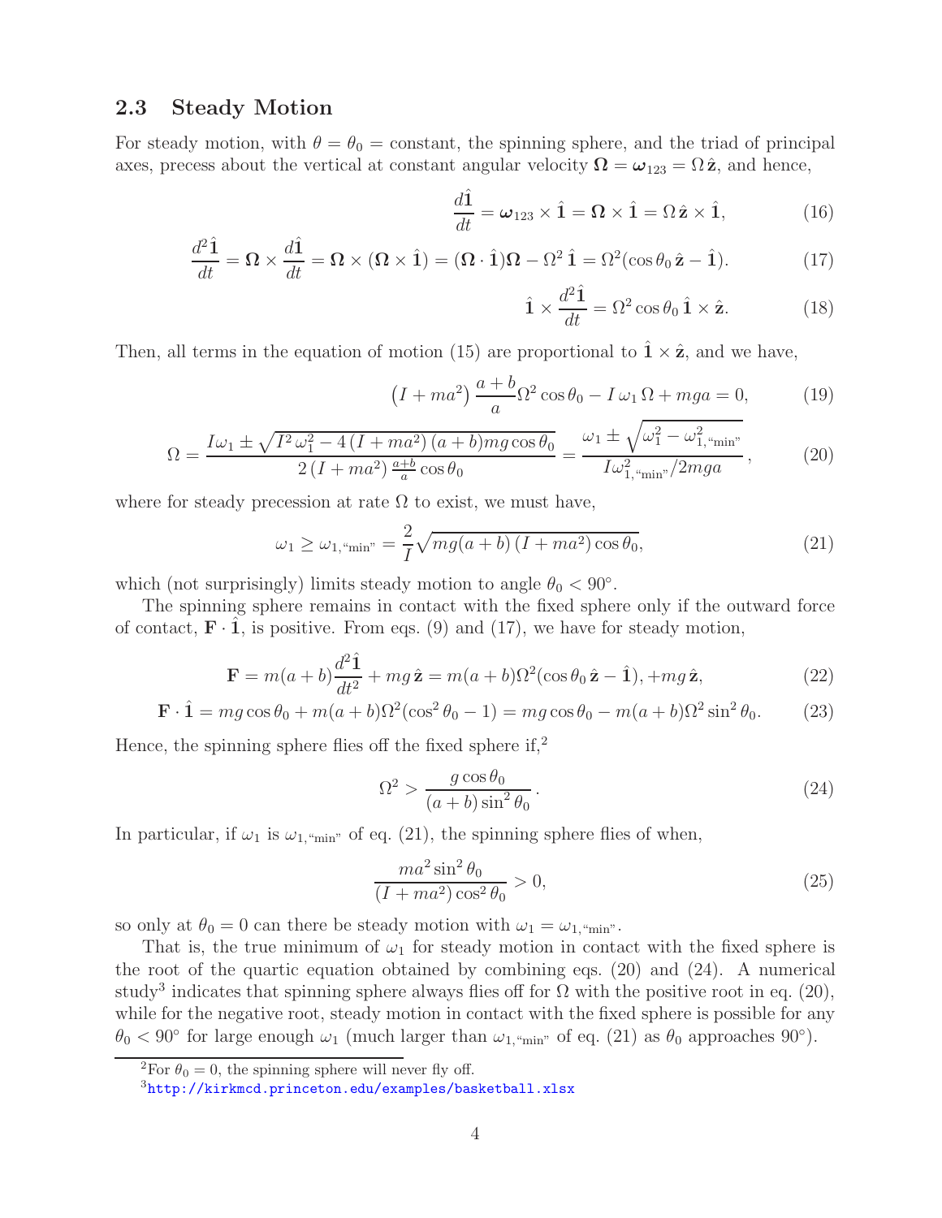### 2.3 Steady Motion

For steady motion, with $\theta = \theta_0$ = constant, the spinning sphere, and the triad of principal axes, precess about the vertical at constant angular velocity $\mathbf{\Omega} = \boldsymbol{\omega}_{123} = \Omega\,\hat{\mathbf{z}}$, and hence,

$$\frac{d\hat{\mathbf{1}}}{dt} = \boldsymbol{\omega}_{123} \times \hat{\mathbf{1}} = \mathbf{\Omega} \times \hat{\mathbf{1}} = \Omega\,\hat{\mathbf{z}} \times \hat{\mathbf{1}}, \tag{16}$$

$$\frac{d^2\hat{\mathbf{1}}}{dt} = \mathbf{\Omega} \times \frac{d\hat{\mathbf{1}}}{dt} = \mathbf{\Omega} \times (\mathbf{\Omega} \times \hat{\mathbf{1}}) = (\mathbf{\Omega} \cdot \hat{\mathbf{1}})\mathbf{\Omega} - \Omega^2\,\hat{\mathbf{1}} = \Omega^2(\cos\theta_0\,\hat{\mathbf{z}} - \hat{\mathbf{1}}). \tag{17}$$

$$\hat{\mathbf{1}} \times \frac{d^2\hat{\mathbf{1}}}{dt} = \Omega^2 \cos\theta_0\,\hat{\mathbf{1}} \times \hat{\mathbf{z}}. \tag{18}$$

Then, all terms in the equation of motion (15) are proportional to $\hat{\mathbf{1}} \times \hat{\mathbf{z}}$, and we have,

$$\left(I + ma^2\right)\frac{a+b}{a}\Omega^2 \cos\theta_0 - I\,\omega_1\,\Omega + mga = 0, \tag{19}$$

$$\Omega = \frac{I\omega_1 \pm \sqrt{I^2\,\omega_1^2 - 4\,(I + ma^2)\,(a+b)mg\cos\theta_0}}{2\,(I + ma^2)\,\frac{a+b}{a}\cos\theta_0} = \frac{\omega_1 \pm \sqrt{\omega_1^2 - \omega_{1,\text{“min”}}^2}}{I\omega_{1,\text{“min”}}^2/2mga}\,, \tag{20}$$

where for steady precession at rate $\Omega$ to exist, we must have,

$$\omega_1 \geq \omega_{1,\text{“min”}} = \frac{2}{I}\sqrt{mg(a+b)\,(I + ma^2)\cos\theta_0}, \tag{21}$$

which (not surprisingly) limits steady motion to angle $\theta_0 < 90^\circ$.

The spinning sphere remains in contact with the fixed sphere only if the outward force of contact, $\mathbf{F} \cdot \hat{\mathbf{1}}$, is positive. From eqs. (9) and (17), we have for steady motion,

$$\mathbf{F} = m(a+b)\frac{d^2\hat{\mathbf{1}}}{dt^2} + mg\,\hat{\mathbf{z}} = m(a+b)\Omega^2(\cos\theta_0\,\hat{\mathbf{z}} - \hat{\mathbf{1}}), +mg\,\hat{\mathbf{z}}, \tag{22}$$

$$\mathbf{F} \cdot \hat{\mathbf{1}} = mg\cos\theta_0 + m(a+b)\Omega^2(\cos^2\theta_0 - 1) = mg\cos\theta_0 - m(a+b)\Omega^2\sin^2\theta_0. \tag{23}$$

Hence, the spinning sphere flies off the fixed sphere if,[2]

$$\Omega^2 > \frac{g\cos\theta_0}{(a+b)\sin^2\theta_0}\,. \tag{24}$$

In particular, if $\omega_1$ is $\omega_{1,\text{“min”}}$ of eq. (21), the spinning sphere flies of when,

$$\frac{ma^2\sin^2\theta_0}{(I + ma^2)\cos^2\theta_0} > 0, \tag{25}$$

so only at $\theta_0 = 0$ can there be steady motion with $\omega_1 = \omega_{1,\text{“min”}}$.

That is, the true minimum of $\omega_1$ for steady motion in contact with the fixed sphere is the root of the quartic equation obtained by combining eqs. (20) and (24). A numerical study[3] indicates that spinning sphere always flies off for $\Omega$ with the positive root in eq. (20), while for the negative root, steady motion in contact with the fixed sphere is possible for any $\theta_0 < 90^\circ$ for large enough $\omega_1$ (much larger than $\omega_{1,\text{“min”}}$ of eq. (21) as $\theta_0$ approaches $90^\circ$).

---

[2]For $\theta_0 = 0$, the spinning sphere will never fly off.

[3]http://kirkmcd.princeton.edu/examples/basketball.xlsx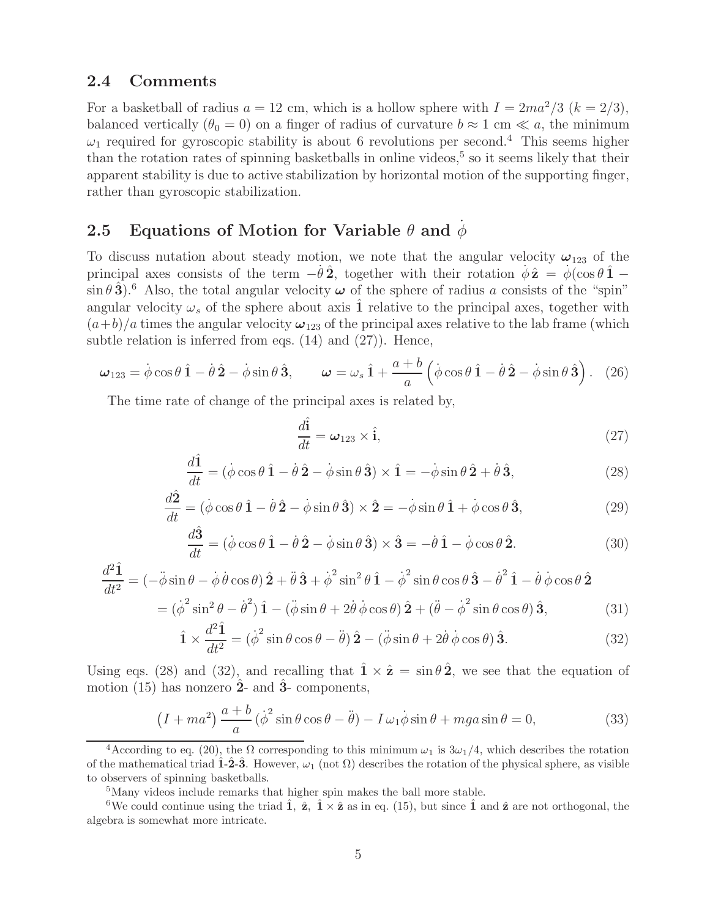### 2.4 Comments

For a basketball of radius $a = 12$ cm, which is a hollow sphere with $I = 2ma^2/3$ ($k = 2/3$), balanced vertically ($\theta_0 = 0$) on a finger of radius of curvature $b \approx 1$ cm $\ll a$, the minimum $\omega_1$ required for gyroscopic stability is about 6 revolutions per second.[4] This seems higher than the rotation rates of spinning basketballs in online videos,[5] so it seems likely that their apparent stability is due to active stabilization by horizontal motion of the supporting finger, rather than gyroscopic stabilization.

### 2.5 Equations of Motion for Variable $\theta$ and $\dot\phi$

To discuss nutation about steady motion, we note that the angular velocity $\boldsymbol{\omega}_{123}$ of the principal axes consists of the term $-\dot\theta\,\hat{\mathbf{2}}$, together with their rotation $\dot\phi\,\hat{\mathbf{z}} = \dot\phi(\cos\theta\,\hat{\mathbf{1}} - \sin\theta\,\hat{\mathbf{3}})$.[6] Also, the total angular velocity $\boldsymbol{\omega}$ of the sphere of radius $a$ consists of the "spin" angular velocity $\omega_s$ of the sphere about axis $\hat{\mathbf{1}}$ relative to the principal axes, together with $(a+b)/a$ times the angular velocity $\boldsymbol{\omega}_{123}$ of the principal axes relative to the lab frame (which subtle relation is inferred from eqs. (14) and (27)). Hence,

$$\boldsymbol{\omega}_{123} = \dot\phi\cos\theta\,\hat{\mathbf{1}} - \dot\theta\,\hat{\mathbf{2}} - \dot\phi\sin\theta\,\hat{\mathbf{3}}, \qquad \boldsymbol{\omega} = \omega_s\,\hat{\mathbf{1}} + \frac{a+b}{a}\left(\dot\phi\cos\theta\,\hat{\mathbf{1}} - \dot\theta\,\hat{\mathbf{2}} - \dot\phi\sin\theta\,\hat{\mathbf{3}}\right). \quad (26)$$

The time rate of change of the principal axes is related by,

$$\frac{d\hat{\mathbf{i}}}{dt} = \boldsymbol{\omega}_{123}\times\hat{\mathbf{i}}, \tag{27}$$

$$\frac{d\hat{\mathbf{1}}}{dt} = (\dot\phi\cos\theta\,\hat{\mathbf{1}} - \dot\theta\,\hat{\mathbf{2}} - \dot\phi\sin\theta\,\hat{\mathbf{3}})\times\hat{\mathbf{1}} = -\dot\phi\sin\theta\,\hat{\mathbf{2}} + \dot\theta\,\hat{\mathbf{3}}, \tag{28}$$

$$\frac{d\hat{\mathbf{2}}}{dt} = (\dot\phi\cos\theta\,\hat{\mathbf{1}} - \dot\theta\,\hat{\mathbf{2}} - \dot\phi\sin\theta\,\hat{\mathbf{3}})\times\hat{\mathbf{2}} = -\dot\phi\sin\theta\,\hat{\mathbf{1}} + \dot\phi\cos\theta\,\hat{\mathbf{3}}, \tag{29}$$

$$\frac{d\hat{\mathbf{3}}}{dt} = (\dot\phi\cos\theta\,\hat{\mathbf{1}} - \dot\theta\,\hat{\mathbf{2}} - \dot\phi\sin\theta\,\hat{\mathbf{3}})\times\hat{\mathbf{3}} = -\dot\theta\,\hat{\mathbf{1}} - \dot\phi\cos\theta\,\hat{\mathbf{2}}. \tag{30}$$

$$\begin{aligned}\frac{d^2\hat{\mathbf{1}}}{dt^2} &= (-\ddot\phi\sin\theta - \dot\phi\,\dot\theta\cos\theta)\,\hat{\mathbf{2}} + \ddot\theta\,\hat{\mathbf{3}} + \dot\phi^2\sin^2\theta\,\hat{\mathbf{1}} - \dot\phi^2\sin\theta\cos\theta\,\hat{\mathbf{3}} - \dot\theta^2\,\hat{\mathbf{1}} - \dot\theta\,\dot\phi\cos\theta\,\hat{\mathbf{2}} \\ &= (\dot\phi^2\sin^2\theta - \dot\theta^2)\,\hat{\mathbf{1}} - (\ddot\phi\sin\theta + 2\dot\theta\,\dot\phi\cos\theta)\,\hat{\mathbf{2}} + (\ddot\theta - \dot\phi^2\sin\theta\cos\theta)\,\hat{\mathbf{3}}, \end{aligned} \tag{31}$$

$$\hat{\mathbf{1}}\times\frac{d^2\hat{\mathbf{1}}}{dt^2} = (\dot\phi^2\sin\theta\cos\theta - \ddot\theta)\,\hat{\mathbf{2}} - (\ddot\phi\sin\theta + 2\dot\theta\,\dot\phi\cos\theta)\,\hat{\mathbf{3}}. \tag{32}$$

Using eqs. (28) and (32), and recalling that $\hat{\mathbf{1}}\times\hat{\mathbf{z}} = \sin\theta\,\hat{\mathbf{2}}$, we see that the equation of motion (15) has nonzero $\hat{\mathbf{2}}$- and $\hat{\mathbf{3}}$- components,

$$\left(I + ma^2\right)\frac{a+b}{a}\,(\dot\phi^2\sin\theta\cos\theta - \ddot\theta) - I\,\omega_1\dot\phi\sin\theta + mga\sin\theta = 0, \tag{33}$$

---

[4] According to eq. (20), the $\Omega$ corresponding to this minimum $\omega_1$ is $3\omega_1/4$, which describes the rotation of the mathematical triad $\hat{\mathbf{1}}$-$\hat{\mathbf{2}}$-$\hat{\mathbf{3}}$. However, $\omega_1$ (not $\Omega$) describes the rotation of the physical sphere, as visible to observers of spinning basketballs.

[5] Many videos include remarks that higher spin makes the ball more stable.

[6] We could continue using the triad $\hat{\mathbf{1}}$, $\hat{\mathbf{z}}$, $\hat{\mathbf{1}}\times\hat{\mathbf{z}}$ as in eq. (15), but since $\hat{\mathbf{1}}$ and $\hat{\mathbf{z}}$ are not orthogonal, the algebra is somewhat more intricate.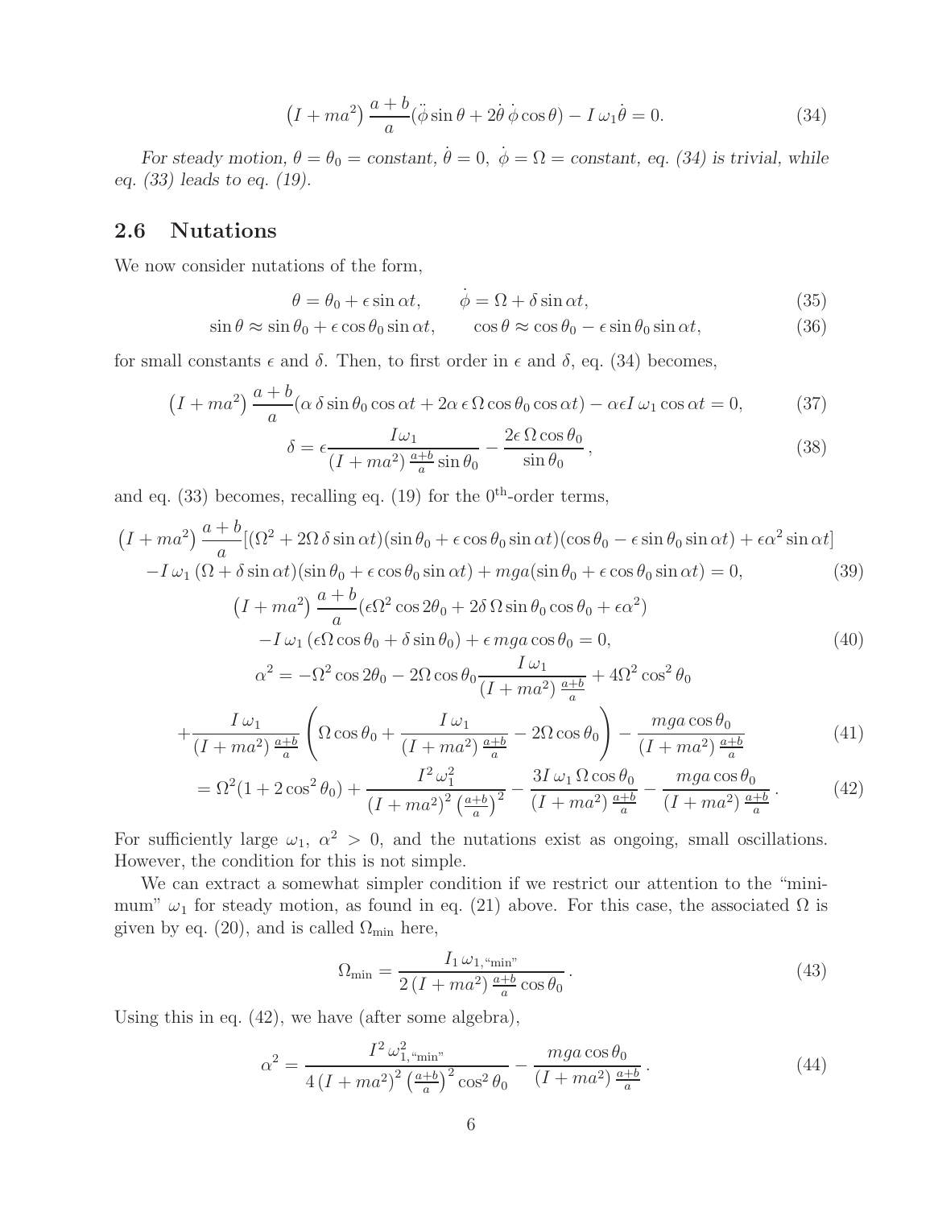$$\left(I + ma^2\right) \frac{a+b}{a} (\ddot{\phi} \sin\theta + 2\dot{\theta}\,\dot{\phi}\cos\theta) - I\,\omega_1 \dot{\theta} = 0. \tag{34}$$

*For steady motion, $\theta = \theta_0$ = constant, $\dot{\theta} = 0$, $\dot{\phi} = \Omega$ = constant, eq. (34) is trivial, while eq. (33) leads to eq. (19).*

## 2.6 Nutations

We now consider nutations of the form,

$$\theta = \theta_0 + \epsilon \sin\alpha t, \qquad \dot{\phi} = \Omega + \delta \sin\alpha t, \tag{35}$$

$$\sin\theta \approx \sin\theta_0 + \epsilon\cos\theta_0 \sin\alpha t, \qquad \cos\theta \approx \cos\theta_0 - \epsilon\sin\theta_0 \sin\alpha t, \tag{36}$$

for small constants $\epsilon$ and $\delta$. Then, to first order in $\epsilon$ and $\delta$, eq. (34) becomes,

$$\left(I + ma^2\right) \frac{a+b}{a} (\alpha\,\delta \sin\theta_0 \cos\alpha t + 2\alpha\,\epsilon\,\Omega\cos\theta_0 \cos\alpha t) - \alpha\epsilon I\,\omega_1 \cos\alpha t = 0, \tag{37}$$

$$\delta = \epsilon \frac{I\omega_1}{\left(I + ma^2\right)\frac{a+b}{a}\sin\theta_0} - \frac{2\epsilon\,\Omega\cos\theta_0}{\sin\theta_0}, \tag{38}$$

and eq. (33) becomes, recalling eq. (19) for the 0$^{\rm th}$-order terms,

$$\begin{aligned}
&\left(I + ma^2\right) \frac{a+b}{a} [(\Omega^2 + 2\Omega\,\delta\sin\alpha t)(\sin\theta_0 + \epsilon\cos\theta_0 \sin\alpha t)(\cos\theta_0 - \epsilon\sin\theta_0 \sin\alpha t) + \epsilon\alpha^2 \sin\alpha t] \\
&\quad - I\,\omega_1\,(\Omega + \delta\sin\alpha t)(\sin\theta_0 + \epsilon\cos\theta_0\sin\alpha t) + mga(\sin\theta_0 + \epsilon\cos\theta_0 \sin\alpha t) = 0,
\end{aligned} \tag{39}$$

$$\begin{aligned}
&\left(I + ma^2\right) \frac{a+b}{a} (\epsilon\Omega^2\cos 2\theta_0 + 2\delta\,\Omega\sin\theta_0\cos\theta_0 + \epsilon\alpha^2) \\
&\quad - I\,\omega_1\,(\epsilon\Omega\cos\theta_0 + \delta\sin\theta_0) + \epsilon\,mga\cos\theta_0 = 0,
\end{aligned} \tag{40}$$

$$\begin{aligned}
\alpha^2 &= -\Omega^2\cos 2\theta_0 - 2\Omega\cos\theta_0 \frac{I\,\omega_1}{\left(I + ma^2\right)\frac{a+b}{a}} + 4\Omega^2\cos^2\theta_0 \\
&\quad + \frac{I\,\omega_1}{\left(I + ma^2\right)\frac{a+b}{a}} \left( \Omega\cos\theta_0 + \frac{I\,\omega_1}{\left(I + ma^2\right)\frac{a+b}{a}} - 2\Omega\cos\theta_0 \right) - \frac{mga\cos\theta_0}{\left(I + ma^2\right)\frac{a+b}{a}}
\end{aligned} \tag{41}$$

$$= \Omega^2(1 + 2\cos^2\theta_0) + \frac{I^2\,\omega_1^2}{\left(I + ma^2\right)^2\left(\frac{a+b}{a}\right)^2} - \frac{3I\,\omega_1\,\Omega\cos\theta_0}{\left(I + ma^2\right)\frac{a+b}{a}} - \frac{mga\cos\theta_0}{\left(I + ma^2\right)\frac{a+b}{a}}. \tag{42}$$

For sufficiently large $\omega_1$, $\alpha^2 > 0$, and the nutations exist as ongoing, small oscillations. However, the condition for this is not simple.

We can extract a somewhat simpler condition if we restrict our attention to the "minimum" $\omega_1$ for steady motion, as found in eq. (21) above. For this case, the associated $\Omega$ is given by eq. (20), and is called $\Omega_{\rm min}$ here,

$$\Omega_{\rm min} = \frac{I_1\,\omega_{1,\text{"min"}}}{2\left(I + ma^2\right)\frac{a+b}{a}\cos\theta_0}. \tag{43}$$

Using this in eq. (42), we have (after some algebra),

$$\alpha^2 = \frac{I^2\,\omega_{1,\text{"min"}}^2}{4\left(I + ma^2\right)^2\left(\frac{a+b}{a}\right)^2\cos^2\theta_0} - \frac{mga\cos\theta_0}{\left(I + ma^2\right)\frac{a+b}{a}}. \tag{44}$$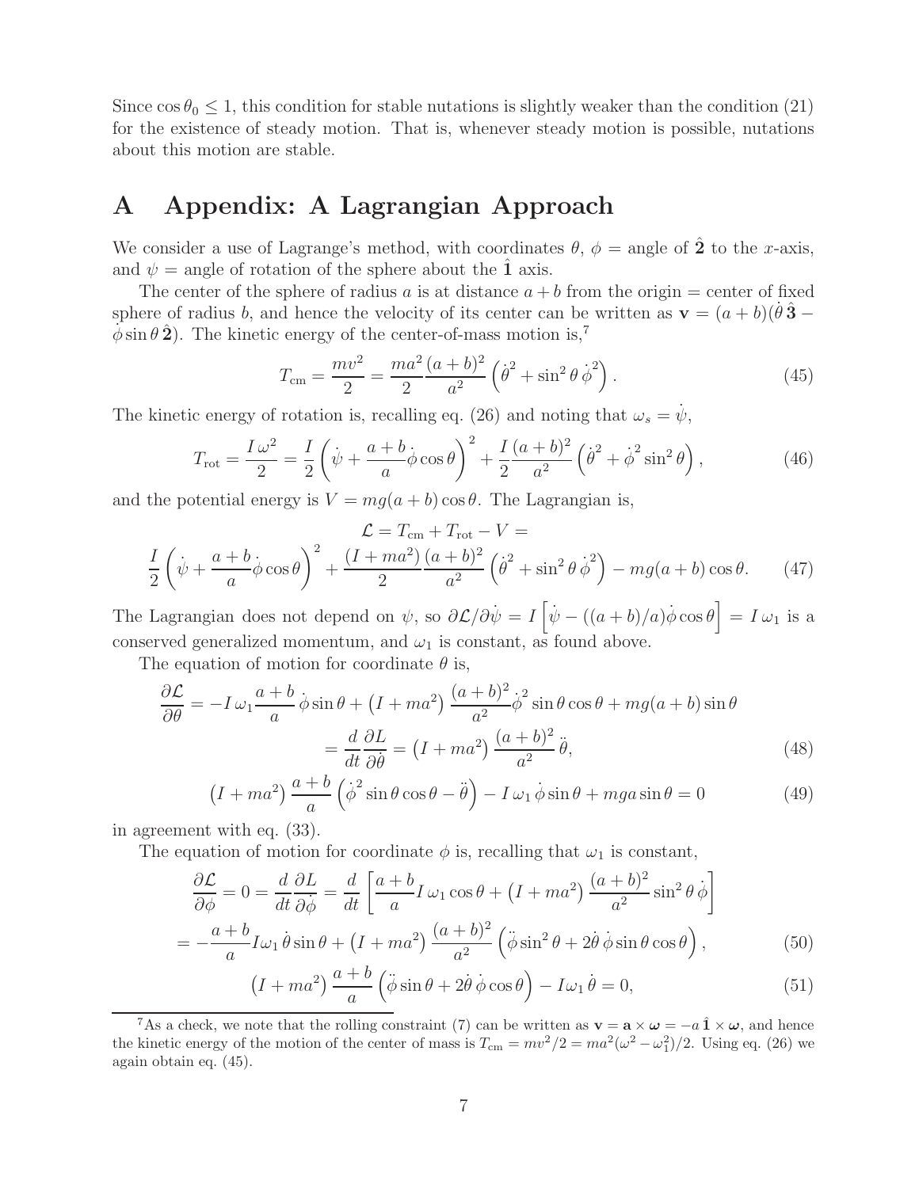Since $\cos\theta_0 \le 1$, this condition for stable nutations is slightly weaker than the condition (21) for the existence of steady motion. That is, whenever steady motion is possible, nutations about this motion are stable.

# A Appendix: A Lagrangian Approach

We consider a use of Lagrange's method, with coordinates $\theta$, $\phi$ = angle of $\hat{\mathbf{2}}$ to the $x$-axis, and $\psi$ = angle of rotation of the sphere about the $\hat{\mathbf{1}}$ axis.

The center of the sphere of radius $a$ is at distance $a+b$ from the origin = center of fixed sphere of radius $b$, and hence the velocity of its center can be written as $\mathbf{v} = (a+b)(\dot{\theta}\,\hat{\mathbf{3}} - \dot{\phi}\sin\theta\,\hat{\mathbf{2}})$. The kinetic energy of the center-of-mass motion is,[7]

$$T_{\rm cm} = \frac{mv^2}{2} = \frac{ma^2}{2}\frac{(a+b)^2}{a^2}\left(\dot{\theta}^2 + \sin^2\theta\,\dot{\phi}^2\right). \tag{45}$$

The kinetic energy of rotation is, recalling eq. (26) and noting that $\omega_s = \dot{\psi}$,

$$T_{\rm rot} = \frac{I\,\omega^2}{2} = \frac{I}{2}\left(\dot{\psi} + \frac{a+b}{a}\dot{\phi}\cos\theta\right)^2 + \frac{I}{2}\frac{(a+b)^2}{a^2}\left(\dot{\theta}^2 + \dot{\phi}^2\sin^2\theta\right), \tag{46}$$

and the potential energy is $V = mg(a+b)\cos\theta$. The Lagrangian is,

$$\mathcal{L} = T_{\rm cm} + T_{\rm rot} - V =$$
$$\frac{I}{2}\left(\dot{\psi} + \frac{a+b}{a}\dot{\phi}\cos\theta\right)^2 + \frac{(I+ma^2)}{2}\frac{(a+b)^2}{a^2}\left(\dot{\theta}^2 + \sin^2\theta\,\dot{\phi}^2\right) - mg(a+b)\cos\theta. \tag{47}$$

The Lagrangian does not depend on $\psi$, so $\partial\mathcal{L}/\partial\dot{\psi} = I\left[\dot{\psi} - ((a+b)/a)\dot{\phi}\cos\theta\right] = I\,\omega_1$ is a conserved generalized momentum, and $\omega_1$ is constant, as found above.

The equation of motion for coordinate $\theta$ is,

$$\frac{\partial\mathcal{L}}{\partial\theta} = -I\,\omega_1\frac{a+b}{a}\,\dot{\phi}\sin\theta + \left(I+ma^2\right)\frac{(a+b)^2}{a^2}\dot{\phi}^2\sin\theta\cos\theta + mg(a+b)\sin\theta$$
$$= \frac{d}{dt}\frac{\partial L}{\partial\dot{\theta}} = \left(I+ma^2\right)\frac{(a+b)^2}{a^2}\ddot{\theta}, \tag{48}$$

$$\left(I+ma^2\right)\frac{a+b}{a}\left(\dot{\phi}^2\sin\theta\cos\theta - \ddot{\theta}\right) - I\,\omega_1\,\dot{\phi}\sin\theta + mga\sin\theta = 0 \tag{49}$$

in agreement with eq. (33).

The equation of motion for coordinate $\phi$ is, recalling that $\omega_1$ is constant,

$$\frac{\partial\mathcal{L}}{\partial\phi} = 0 = \frac{d}{dt}\frac{\partial L}{\partial\dot{\phi}} = \frac{d}{dt}\left[\frac{a+b}{a}I\,\omega_1\cos\theta + \left(I+ma^2\right)\frac{(a+b)^2}{a^2}\sin^2\theta\,\dot{\phi}\right]$$
$$= -\frac{a+b}{a}I\omega_1\,\dot{\theta}\sin\theta + \left(I+ma^2\right)\frac{(a+b)^2}{a^2}\left(\ddot{\phi}\sin^2\theta + 2\dot{\theta}\,\dot{\phi}\sin\theta\cos\theta\right), \tag{50}$$

$$\left(I+ma^2\right)\frac{a+b}{a}\left(\ddot{\phi}\sin\theta + 2\dot{\theta}\,\dot{\phi}\cos\theta\right) - I\omega_1\,\dot{\theta} = 0, \tag{51}$$

---

[7] As a check, we note that the rolling constraint (7) can be written as $\mathbf{v} = \mathbf{a}\times\boldsymbol{\omega} = -a\,\hat{\mathbf{1}}\times\boldsymbol{\omega}$, and hence the kinetic energy of the motion of the center of mass is $T_{\rm cm} = mv^2/2 = ma^2(\omega^2 - \omega_1^2)/2$. Using eq. (26) we again obtain eq. (45).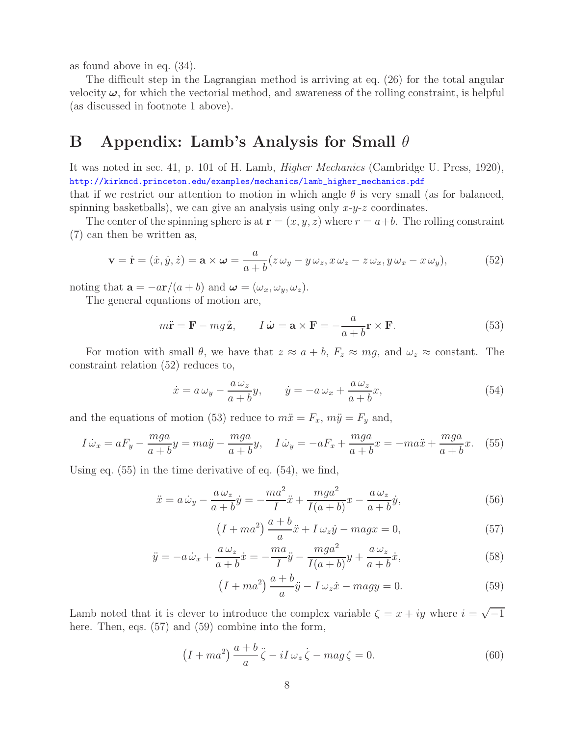as found above in eq. (34).

The difficult step in the Lagrangian method is arriving at eq. (26) for the total angular velocity $\boldsymbol{\omega}$, for which the vectorial method, and awareness of the rolling constraint, is helpful (as discussed in footnote 1 above).

# B Appendix: Lamb's Analysis for Small $\theta$

It was noted in sec. 41, p. 101 of H. Lamb, *Higher Mechanics* (Cambridge U. Press, 1920), http://kirkmcd.princeton.edu/examples/mechanics/lamb_higher_mechanics.pdf
that if we restrict our attention to motion in which angle $\theta$ is very small (as for balanced, spinning basketballs), we can give an analysis using only $x$-$y$-$z$ coordinates.

The center of the spinning sphere is at $\mathbf{r} = (x, y, z)$ where $r = a + b$. The rolling constraint (7) can then be written as,

$$\mathbf{v} = \dot{\mathbf{r}} = (\dot{x}, \dot{y}, \dot{z}) = \mathbf{a} \times \boldsymbol{\omega} = \frac{a}{a+b}(z\,\omega_y - y\,\omega_z, x\,\omega_z - z\,\omega_x, y\,\omega_x - x\,\omega_y), \tag{52}$$

noting that $\mathbf{a} = -a\mathbf{r}/(a+b)$ and $\boldsymbol{\omega} = (\omega_x, \omega_y, \omega_z)$.

The general equations of motion are,

$$m\ddot{\mathbf{r}} = \mathbf{F} - mg\,\hat{\mathbf{z}}, \qquad I\,\dot{\boldsymbol{\omega}} = \mathbf{a} \times \mathbf{F} = -\frac{a}{a+b}\mathbf{r} \times \mathbf{F}. \tag{53}$$

For motion with small $\theta$, we have that $z \approx a + b$, $F_z \approx mg$, and $\omega_z \approx$ constant. The constraint relation (52) reduces to,

$$\dot{x} = a\,\omega_y - \frac{a\,\omega_z}{a+b}y, \qquad \dot{y} = -a\,\omega_x + \frac{a\,\omega_z}{a+b}x, \tag{54}$$

and the equations of motion (53) reduce to $m\ddot{x} = F_x$, $m\ddot{y} = F_y$ and,

$$I\,\dot{\omega}_x = aF_y - \frac{mga}{a+b}y = ma\ddot{y} - \frac{mga}{a+b}y, \quad I\,\dot{\omega}_y = -aF_x + \frac{mga}{a+b}x = -ma\ddot{x} + \frac{mga}{a+b}x. \tag{55}$$

Using eq. (55) in the time derivative of eq. (54), we find,

$$\ddot{x} = a\,\dot{\omega}_y - \frac{a\,\omega_z}{a+b}\dot{y} = -\frac{ma^2}{I}\ddot{x} + \frac{mga^2}{I(a+b)}x - \frac{a\,\omega_z}{a+b}\dot{y}, \tag{56}$$

$$\left(I + ma^2\right)\frac{a+b}{a}\ddot{x} + I\,\omega_z\dot{y} - magx = 0, \tag{57}$$

$$\ddot{y} = -a\,\dot{\omega}_x + \frac{a\,\omega_z}{a+b}\dot{x} = -\frac{ma}{I}\ddot{y} - \frac{mga^2}{I(a+b)}y + \frac{a\,\omega_z}{a+b}\dot{x}, \tag{58}$$

$$\left(I + ma^2\right)\frac{a+b}{a}\ddot{y} - I\,\omega_z\dot{x} - magy = 0. \tag{59}$$

Lamb noted that it is clever to introduce the complex variable $\zeta = x + iy$ where $i = \sqrt{-1}$ here. Then, eqs. (57) and (59) combine into the form,

$$\left(I + ma^2\right)\frac{a+b}{a}\ddot{\zeta} - iI\,\omega_z\,\dot{\zeta} - mag\,\zeta = 0. \tag{60}$$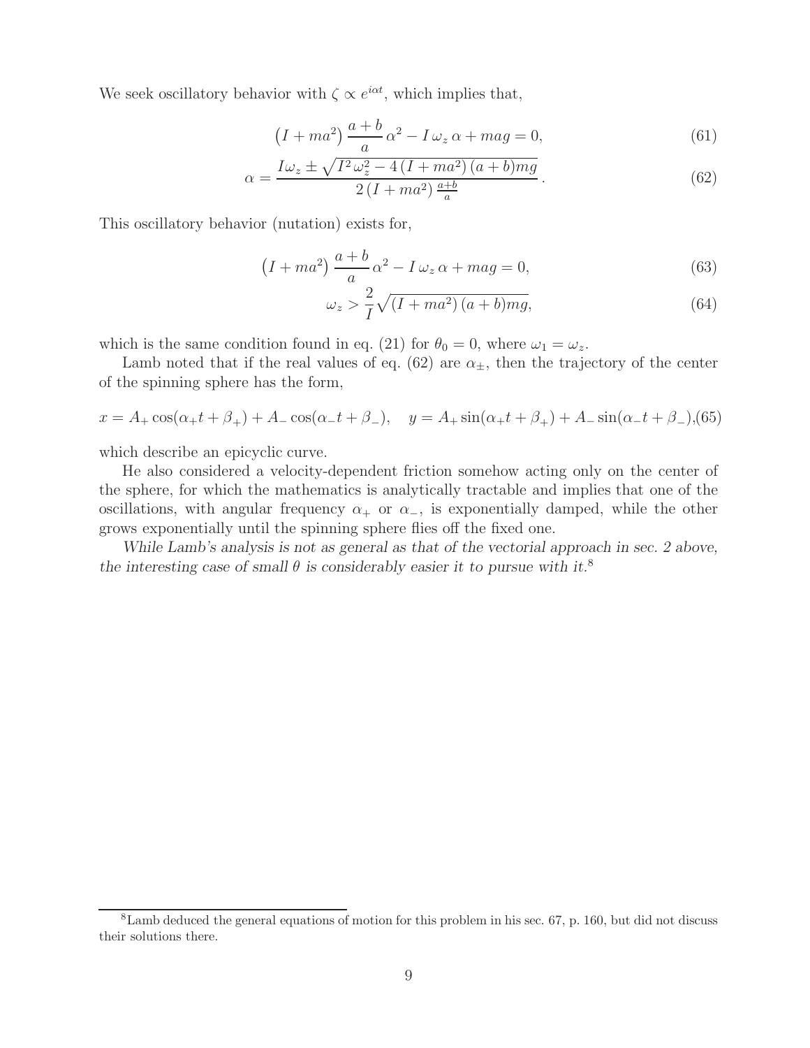We seek oscillatory behavior with $\zeta \propto e^{i\alpha t}$, which implies that,

$$\left(I + ma^2\right) \frac{a+b}{a}\, \alpha^2 - I\, \omega_z\, \alpha + mag = 0, \tag{61}$$

$$\alpha = \frac{I\omega_z \pm \sqrt{I^2\, \omega_z^2 - 4\,(I + ma^2)\,(a+b)mg}}{2\,(I + ma^2)\,\frac{a+b}{a}}. \tag{62}$$

This oscillatory behavior (nutation) exists for,

$$\left(I + ma^2\right) \frac{a+b}{a}\, \alpha^2 - I\, \omega_z\, \alpha + mag = 0, \tag{63}$$

$$\omega_z > \frac{2}{I}\sqrt{(I + ma^2)\,(a+b)mg}, \tag{64}$$

which is the same condition found in eq. (21) for $\theta_0 = 0$, where $\omega_1 = \omega_z$.

Lamb noted that if the real values of eq. (62) are $\alpha_\pm$, then the trajectory of the center of the spinning sphere has the form,

$$x = A_+ \cos(\alpha_+ t + \beta_+) + A_- \cos(\alpha_- t + \beta_-), \quad y = A_+ \sin(\alpha_+ t + \beta_+) + A_- \sin(\alpha_- t + \beta_-), \tag{65}$$

which describe an epicyclic curve.

He also considered a velocity-dependent friction somehow acting only on the center of the sphere, for which the mathematics is analytically tractable and implies that one of the oscillations, with angular frequency $\alpha_+$ or $\alpha_-$, is exponentially damped, while the other grows exponentially until the spinning sphere flies off the fixed one.

*While Lamb's analysis is not as general as that of the vectorial approach in sec. 2 above, the interesting case of small $\theta$ is considerably easier it to pursue with it.*[8]

[8] Lamb deduced the general equations of motion for this problem in his sec. 67, p. 160, but did not discuss their solutions there.